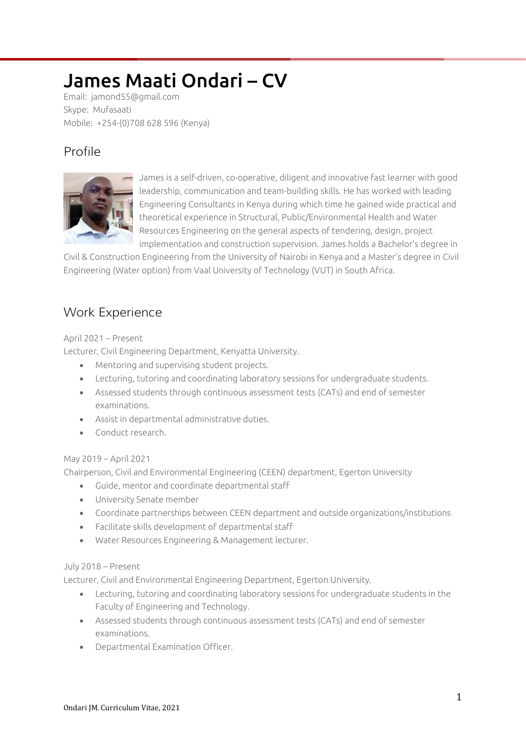# James Maati Ondari – CV

Email: jamond55@gmail.com
Skype: Mufasaati
Mobile: +254-(0)708 628 596 (Kenya)

## Profile

James is a self-driven, co-operative, diligent and innovative fast learner with good leadership, communication and team-building skills. He has worked with leading Engineering Consultants in Kenya during which time he gained wide practical and theoretical experience in Structural, Public/Environmental Health and Water Resources Engineering on the general aspects of tendering, design, project implementation and construction supervision. James holds a Bachelor's degree in Civil & Construction Engineering from the University of Nairobi in Kenya and a Master's degree in Civil Engineering (Water option) from Vaal University of Technology (VUT) in South Africa.

## Work Experience

April 2021 – Present
Lecturer, Civil Engineering Department, Kenyatta University.

- Mentoring and supervising student projects.
- Lecturing, tutoring and coordinating laboratory sessions for undergraduate students.
- Assessed students through continuous assessment tests (CATs) and end of semester examinations.
- Assist in departmental administrative duties.
- Conduct research.

May 2019 – April 2021
Chairperson, Civil and Environmental Engineering (CEEN) department, Egerton University

- Guide, mentor and coordinate departmental staff
- University Senate member
- Coordinate partnerships between CEEN department and outside organizations/institutions
- Facilitate skills development of departmental staff
- Water Resources Engineering & Management lecturer.

July 2018 – Present
Lecturer, Civil and Environmental Engineering Department, Egerton University.

- Lecturing, tutoring and coordinating laboratory sessions for undergraduate students in the Faculty of Engineering and Technology.
- Assessed students through continuous assessment tests (CATs) and end of semester examinations.
- Departmental Examination Officer.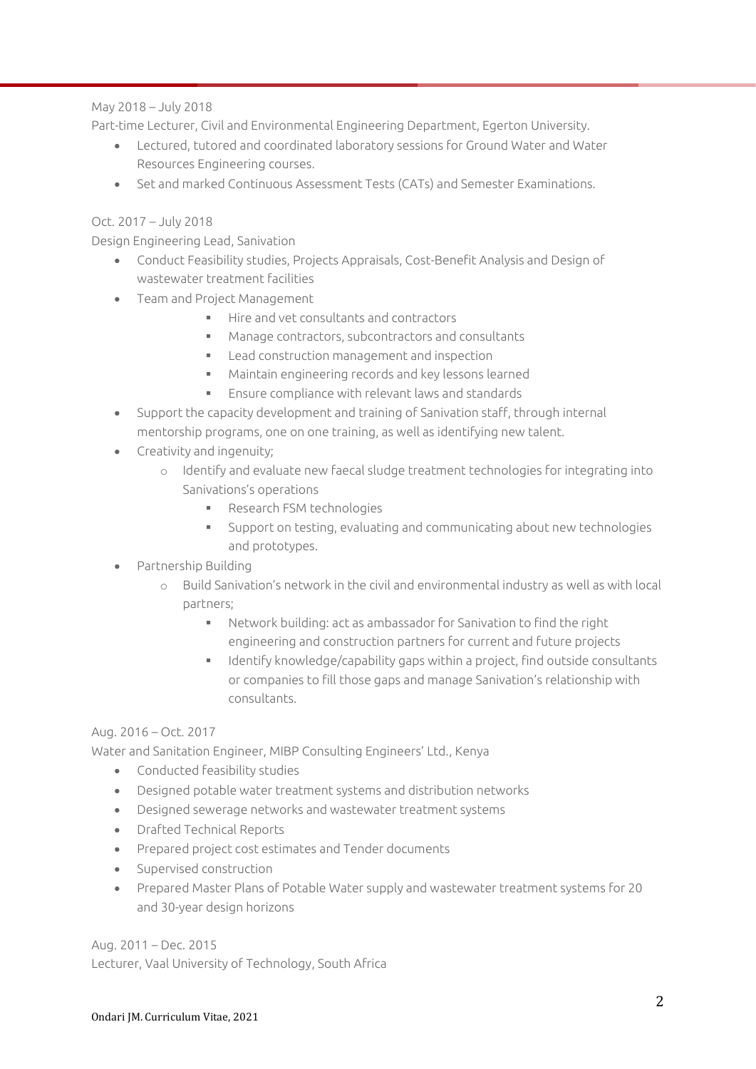May 2018 – July 2018

Part-time Lecturer, Civil and Environmental Engineering Department, Egerton University.

- Lectured, tutored and coordinated laboratory sessions for Ground Water and Water Resources Engineering courses.
- Set and marked Continuous Assessment Tests (CATs) and Semester Examinations.

Oct. 2017 – July 2018

Design Engineering Lead, Sanivation

- Conduct Feasibility studies, Projects Appraisals, Cost-Benefit Analysis and Design of wastewater treatment facilities
- Team and Project Management
    - Hire and vet consultants and contractors
    - Manage contractors, subcontractors and consultants
    - Lead construction management and inspection
    - Maintain engineering records and key lessons learned
    - Ensure compliance with relevant laws and standards
- Support the capacity development and training of Sanivation staff, through internal mentorship programs, one on one training, as well as identifying new talent.
- Creativity and ingenuity;
    - Identify and evaluate new faecal sludge treatment technologies for integrating into Sanivations's operations
        - Research FSM technologies
        - Support on testing, evaluating and communicating about new technologies and prototypes.
- Partnership Building
    - Build Sanivation's network in the civil and environmental industry as well as with local partners;
        - Network building: act as ambassador for Sanivation to find the right engineering and construction partners for current and future projects
        - Identify knowledge/capability gaps within a project, find outside consultants or companies to fill those gaps and manage Sanivation's relationship with consultants.

Aug. 2016 – Oct. 2017

Water and Sanitation Engineer, MIBP Consulting Engineers' Ltd., Kenya

- Conducted feasibility studies
- Designed potable water treatment systems and distribution networks
- Designed sewerage networks and wastewater treatment systems
- Drafted Technical Reports
- Prepared project cost estimates and Tender documents
- Supervised construction
- Prepared Master Plans of Potable Water supply and wastewater treatment systems for 20 and 30-year design horizons

Aug. 2011 – Dec. 2015

Lecturer, Vaal University of Technology, South Africa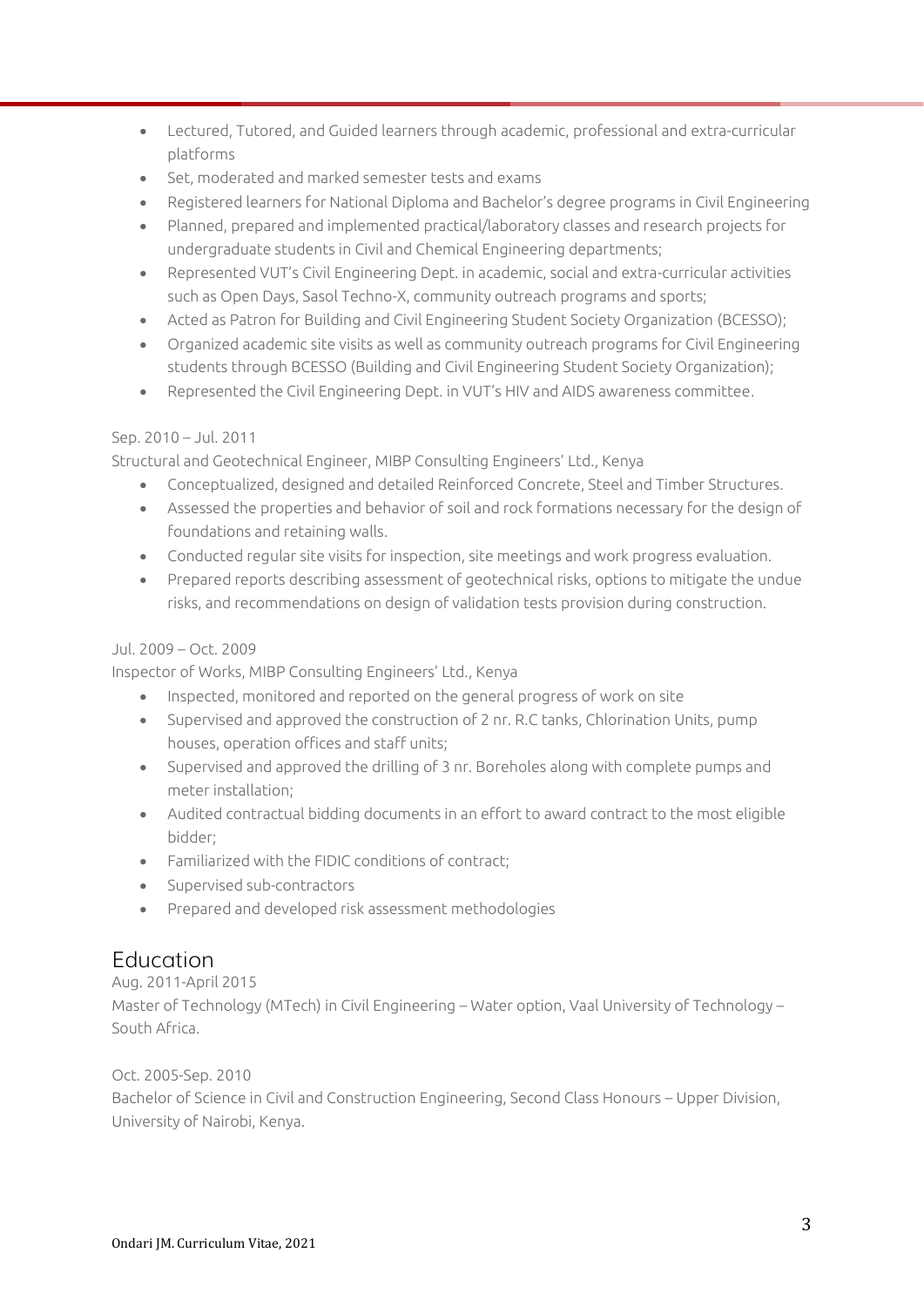- Lectured, Tutored, and Guided learners through academic, professional and extra-curricular platforms
- Set, moderated and marked semester tests and exams
- Registered learners for National Diploma and Bachelor's degree programs in Civil Engineering
- Planned, prepared and implemented practical/laboratory classes and research projects for undergraduate students in Civil and Chemical Engineering departments;
- Represented VUT's Civil Engineering Dept. in academic, social and extra-curricular activities such as Open Days, Sasol Techno-X, community outreach programs and sports;
- Acted as Patron for Building and Civil Engineering Student Society Organization (BCESSO);
- Organized academic site visits as well as community outreach programs for Civil Engineering students through BCESSO (Building and Civil Engineering Student Society Organization);
- Represented the Civil Engineering Dept. in VUT's HIV and AIDS awareness committee.

Sep. 2010 – Jul. 2011

Structural and Geotechnical Engineer, MIBP Consulting Engineers' Ltd., Kenya

- Conceptualized, designed and detailed Reinforced Concrete, Steel and Timber Structures.
- Assessed the properties and behavior of soil and rock formations necessary for the design of foundations and retaining walls.
- Conducted regular site visits for inspection, site meetings and work progress evaluation.
- Prepared reports describing assessment of geotechnical risks, options to mitigate the undue risks, and recommendations on design of validation tests provision during construction.

Jul. 2009 – Oct. 2009

Inspector of Works, MIBP Consulting Engineers' Ltd., Kenya

- Inspected, monitored and reported on the general progress of work on site
- Supervised and approved the construction of 2 nr. R.C tanks, Chlorination Units, pump houses, operation offices and staff units;
- Supervised and approved the drilling of 3 nr. Boreholes along with complete pumps and meter installation;
- Audited contractual bidding documents in an effort to award contract to the most eligible bidder;
- Familiarized with the FIDIC conditions of contract;
- Supervised sub-contractors
- Prepared and developed risk assessment methodologies

## Education

Aug. 2011-April 2015

Master of Technology (MTech) in Civil Engineering – Water option, Vaal University of Technology – South Africa.

Oct. 2005-Sep. 2010

Bachelor of Science in Civil and Construction Engineering, Second Class Honours – Upper Division, University of Nairobi, Kenya.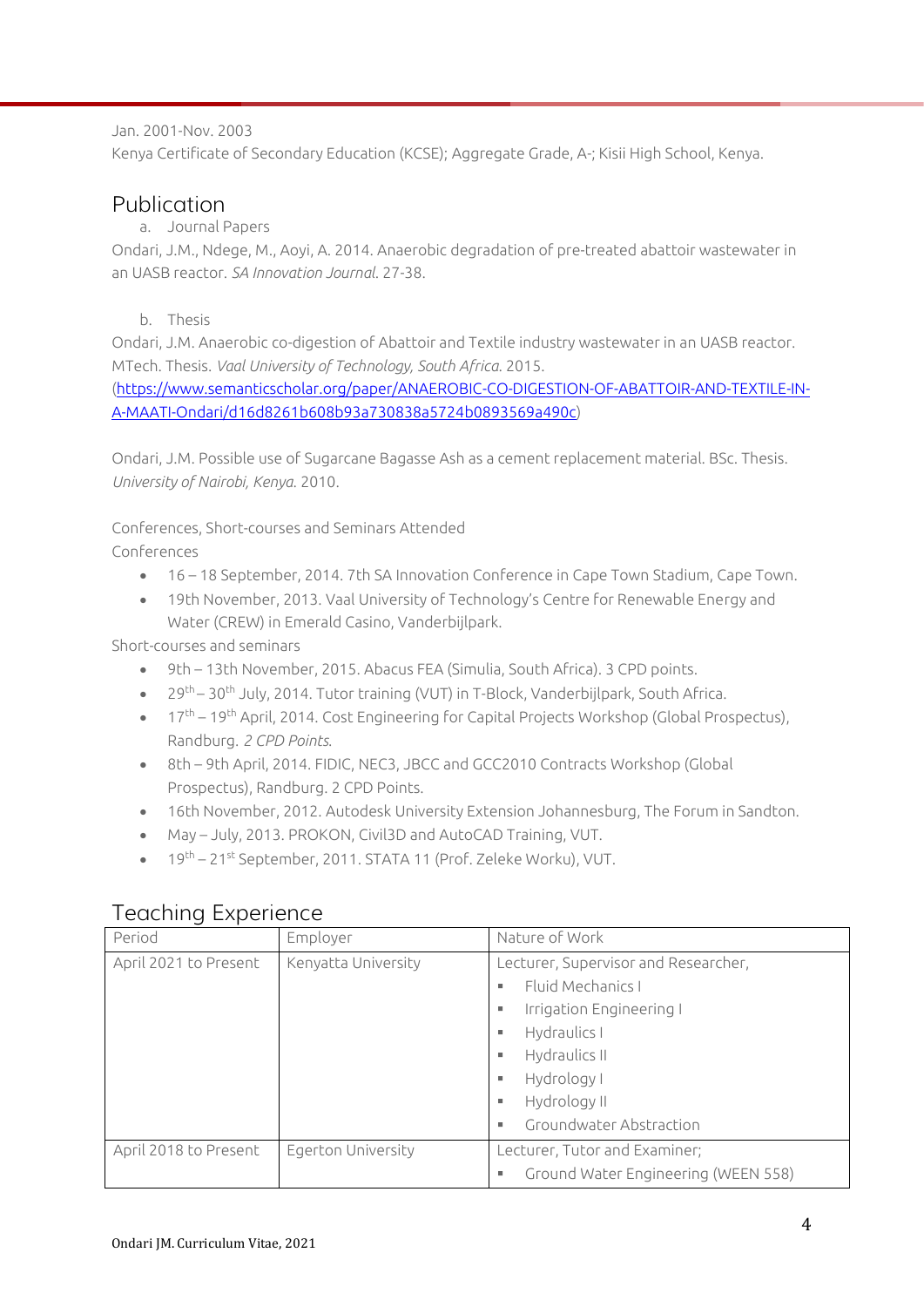Jan. 2001-Nov. 2003

Kenya Certificate of Secondary Education (KCSE); Aggregate Grade, A-; Kisii High School, Kenya.

## Publication

a. Journal Papers

Ondari, J.M., Ndege, M., Aoyi, A. 2014. Anaerobic degradation of pre-treated abattoir wastewater in an UASB reactor. *SA Innovation Journal*. 27-38.

b. Thesis

Ondari, J.M. Anaerobic co-digestion of Abattoir and Textile industry wastewater in an UASB reactor. MTech. Thesis. *Vaal University of Technology, South Africa*. 2015. (https://www.semanticscholar.org/paper/ANAEROBIC-CO-DIGESTION-OF-ABATTOIR-AND-TEXTILE-IN-A-MAATI-Ondari/d16d8261b608b93a730838a5724b0893569a490c)

Ondari, J.M. Possible use of Sugarcane Bagasse Ash as a cement replacement material. BSc. Thesis. *University of Nairobi, Kenya*. 2010.

Conferences, Short-courses and Seminars Attended

Conferences

- 16 – 18 September, 2014. 7th SA Innovation Conference in Cape Town Stadium, Cape Town.
- 19th November, 2013. Vaal University of Technology's Centre for Renewable Energy and Water (CREW) in Emerald Casino, Vanderbijlpark.

Short-courses and seminars

- 9th – 13th November, 2015. Abacus FEA (Simulia, South Africa). 3 CPD points.
- 29th – 30th July, 2014. Tutor training (VUT) in T-Block, Vanderbijlpark, South Africa.
- 17th – 19th April, 2014. Cost Engineering for Capital Projects Workshop (Global Prospectus), Randburg. *2 CPD Points.*
- 8th – 9th April, 2014. FIDIC, NEC3, JBCC and GCC2010 Contracts Workshop (Global Prospectus), Randburg. 2 CPD Points.
- 16th November, 2012. Autodesk University Extension Johannesburg, The Forum in Sandton.
- May – July, 2013. PROKON, Civil3D and AutoCAD Training, VUT.
- 19th – 21st September, 2011. STATA 11 (Prof. Zeleke Worku), VUT.

## Teaching Experience

| Period | Employer | Nature of Work |
|---|---|---|
| April 2021 to Present | Kenyatta University | Lecturer, Supervisor and Researcher,<br>▪ Fluid Mechanics I<br>▪ Irrigation Engineering I<br>▪ Hydraulics I<br>▪ Hydraulics II<br>▪ Hydrology I<br>▪ Hydrology II<br>▪ Groundwater Abstraction |
| April 2018 to Present | Egerton University | Lecturer, Tutor and Examiner;<br>▪ Ground Water Engineering (WEEN 558) |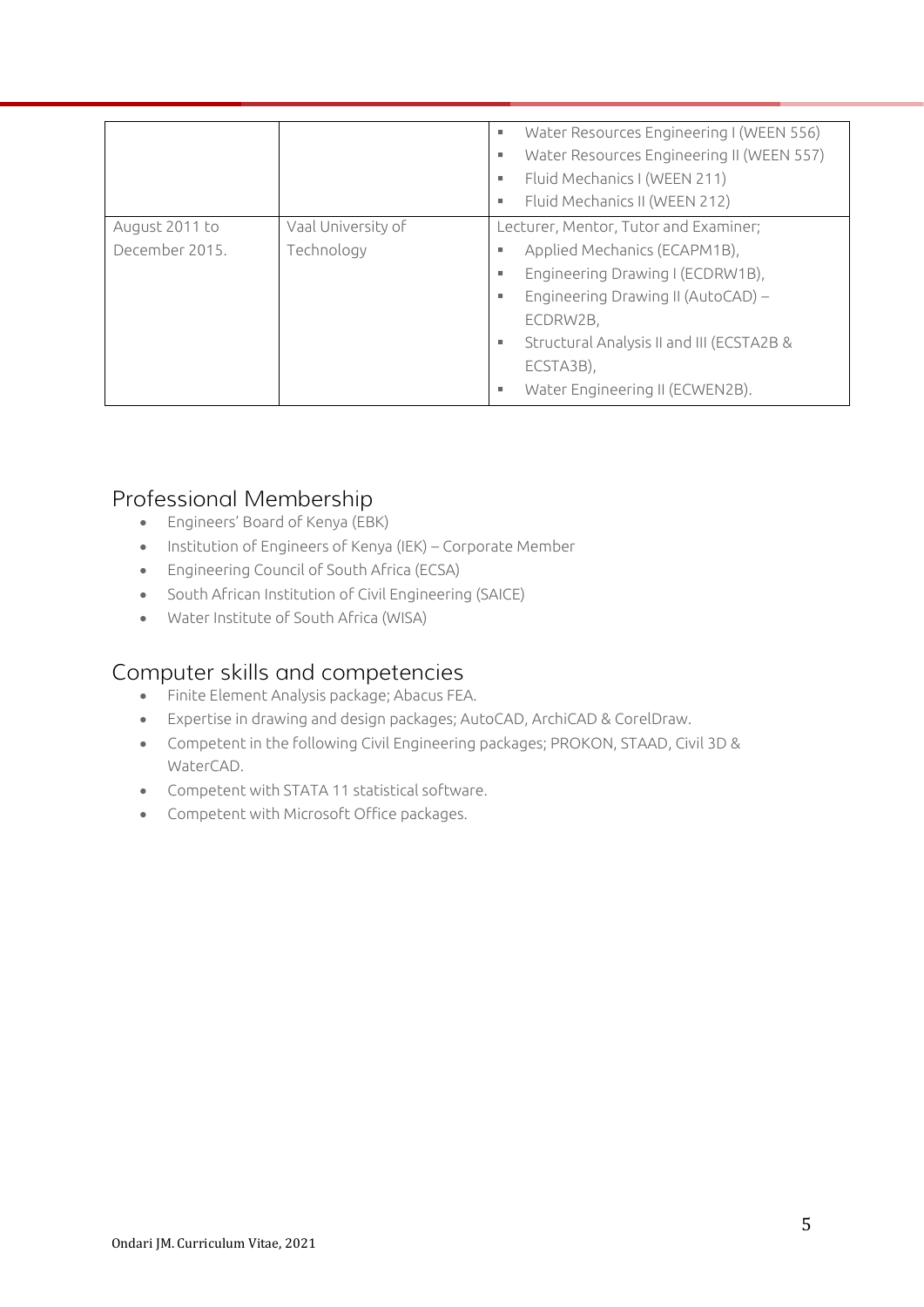| | | |
|---|---|---|
| | | ▪ Water Resources Engineering I (WEEN 556)<br>▪ Water Resources Engineering II (WEEN 557)<br>▪ Fluid Mechanics I (WEEN 211)<br>▪ Fluid Mechanics II (WEEN 212) |
| August 2011 to December 2015. | Vaal University of Technology | Lecturer, Mentor, Tutor and Examiner;<br>▪ Applied Mechanics (ECAPM1B),<br>▪ Engineering Drawing I (ECDRW1B),<br>▪ Engineering Drawing II (AutoCAD) – ECDRW2B,<br>▪ Structural Analysis II and III (ECSTA2B & ECSTA3B),<br>▪ Water Engineering II (ECWEN2B). |

## Professional Membership

- Engineers' Board of Kenya (EBK)
- Institution of Engineers of Kenya (IEK) – Corporate Member
- Engineering Council of South Africa (ECSA)
- South African Institution of Civil Engineering (SAICE)
- Water Institute of South Africa (WISA)

## Computer skills and competencies

- Finite Element Analysis package; Abacus FEA.
- Expertise in drawing and design packages; AutoCAD, ArchiCAD & CorelDraw.
- Competent in the following Civil Engineering packages; PROKON, STAAD, Civil 3D & WaterCAD.
- Competent with STATA 11 statistical software.
- Competent with Microsoft Office packages.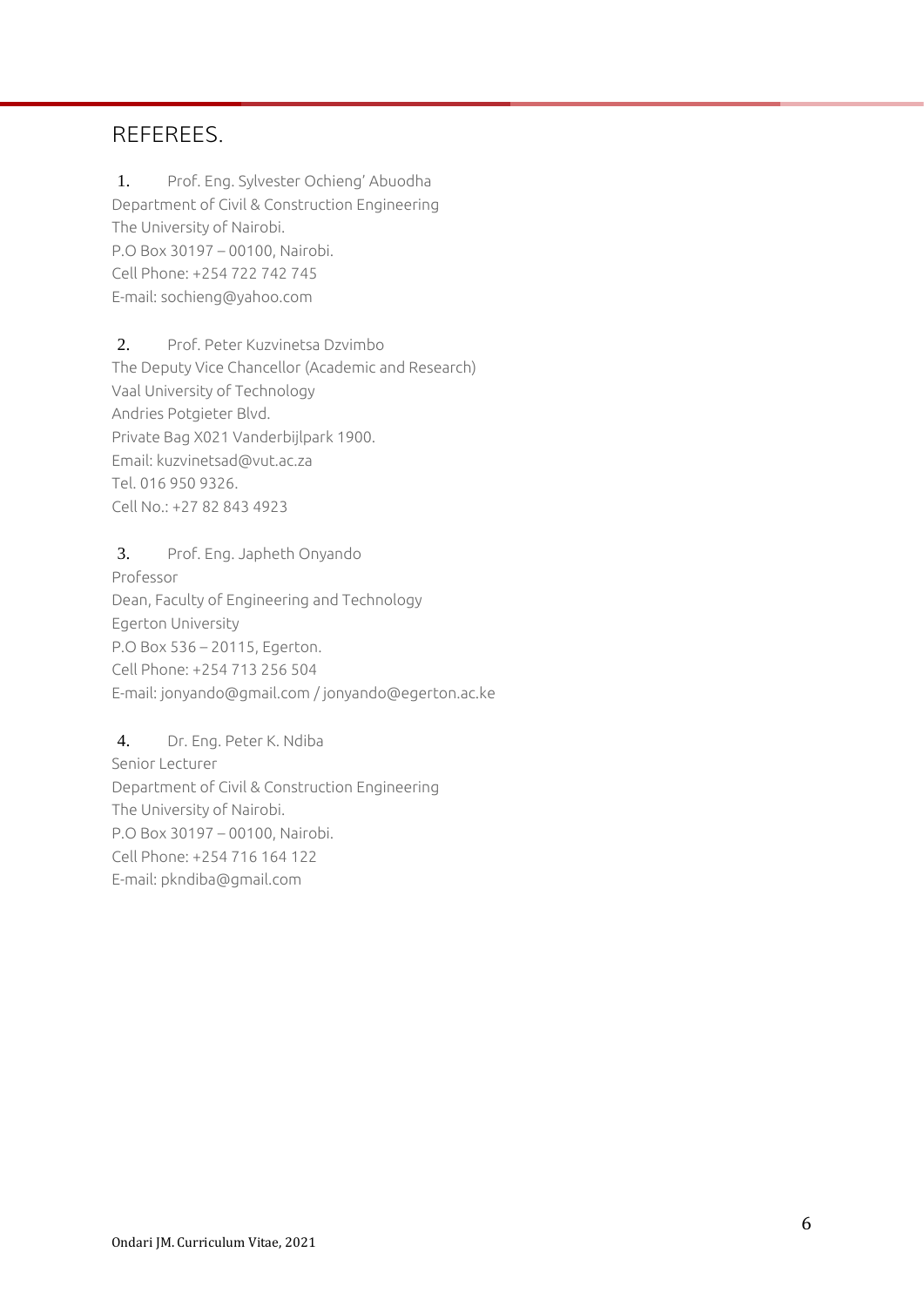## REFEREES.

1. Prof. Eng. Sylvester Ochieng' Abuodha
Department of Civil & Construction Engineering
The University of Nairobi.
P.O Box 30197 – 00100, Nairobi.
Cell Phone: +254 722 742 745
E-mail: sochieng@yahoo.com

2. Prof. Peter Kuzvinetsa Dzvimbo
The Deputy Vice Chancellor (Academic and Research)
Vaal University of Technology
Andries Potgieter Blvd.
Private Bag X021 Vanderbijlpark 1900.
Email: kuzvinetsad@vut.ac.za
Tel. 016 950 9326.
Cell No.: +27 82 843 4923

3. Prof. Eng. Japheth Onyando
Professor
Dean, Faculty of Engineering and Technology
Egerton University
P.O Box 536 – 20115, Egerton.
Cell Phone: +254 713 256 504
E-mail: jonyando@gmail.com / jonyando@egerton.ac.ke

4. Dr. Eng. Peter K. Ndiba
Senior Lecturer
Department of Civil & Construction Engineering
The University of Nairobi.
P.O Box 30197 – 00100, Nairobi.
Cell Phone: +254 716 164 122
E-mail: pkndiba@gmail.com